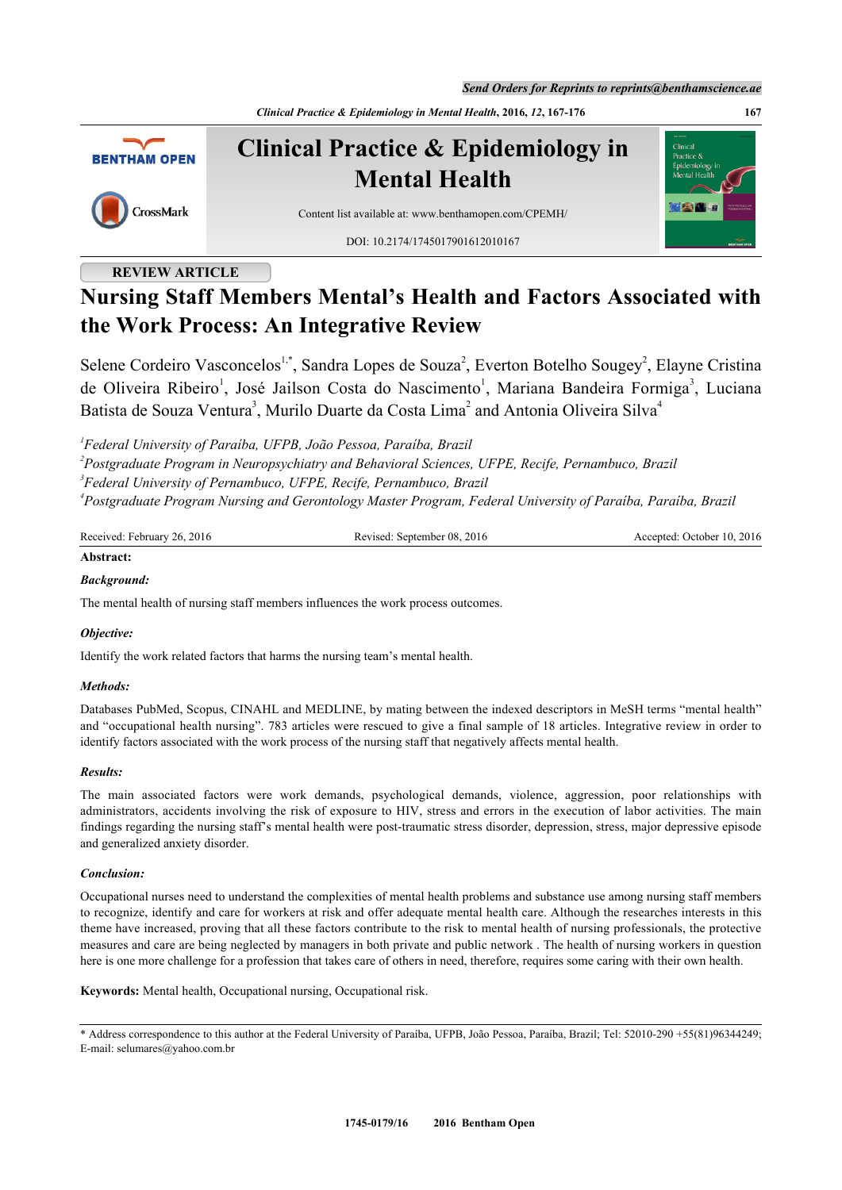REVIEW ARTICLE

# Nursing Staff Members Mental's Health and Factors Associated with the Work Process: An Integrative Review

Selene Cordeiro Vasconcelos[1,*], Sandra Lopes de Souza[2], Everton Botelho Sougey[2], Elayne Cristina de Oliveira Ribeiro[1], José Jailson Costa do Nascimento[1], Mariana Bandeira Formiga[3], Luciana Batista de Souza Ventura[3], Murilo Duarte da Costa Lima[2] and Antonia Oliveira Silva[4]

[1]*Federal University of Paraíba, UFPB, João Pessoa, Paraíba, Brazil*
[2]*Postgraduate Program in Neuropsychiatry and Behavioral Sciences, UFPE, Recife, Pernambuco, Brazil*
[3]*Federal University of Pernambuco, UFPE, Recife, Pernambuco, Brazil*
[4]*Postgraduate Program Nursing and Gerontology Master Program, Federal University of Paraíba, Paraíba, Brazil*

Received: February 26, 2016 | Revised: September 08, 2016 | Accepted: October 10, 2016

**Abstract:**

***Background:***

The mental health of nursing staff members influences the work process outcomes.

***Objective:***

Identify the work related factors that harms the nursing team's mental health.

***Methods:***

Databases PubMed, Scopus, CINAHL and MEDLINE, by mating between the indexed descriptors in MeSH terms "mental health" and "occupational health nursing". 783 articles were rescued to give a final sample of 18 articles. Integrative review in order to identify factors associated with the work process of the nursing staff that negatively affects mental health.

***Results:***

The main associated factors were work demands, psychological demands, violence, aggression, poor relationships with administrators, accidents involving the risk of exposure to HIV, stress and errors in the execution of labor activities. The main findings regarding the nursing staff's mental health were post-traumatic stress disorder, depression, stress, major depressive episode and generalized anxiety disorder.

***Conclusion:***

Occupational nurses need to understand the complexities of mental health problems and substance use among nursing staff members to recognize, identify and care for workers at risk and offer adequate mental health care. Although the researches interests in this theme have increased, proving that all these factors contribute to the risk to mental health of nursing professionals, the protective measures and care are being neglected by managers in both private and public network . The health of nursing workers in question here is one more challenge for a profession that takes care of others in need, therefore, requires some caring with their own health.

**Keywords:** Mental health, Occupational nursing, Occupational risk.

* Address correspondence to this author at the Federal University of Paraíba, UFPB, João Pessoa, Paraíba, Brazil; Tel: 52010-290 +55(81)96344249; E-mail: selumares@yahoo.com.br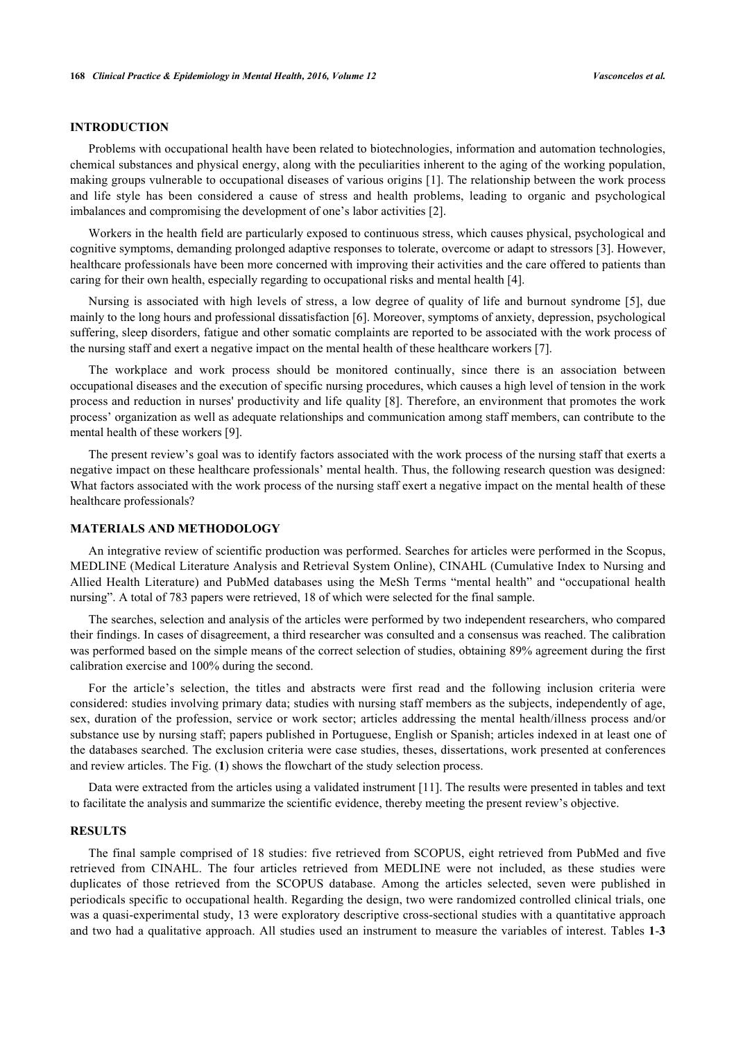## INTRODUCTION

Problems with occupational health have been related to biotechnologies, information and automation technologies, chemical substances and physical energy, along with the peculiarities inherent to the aging of the working population, making groups vulnerable to occupational diseases of various origins [1]. The relationship between the work process and life style has been considered a cause of stress and health problems, leading to organic and psychological imbalances and compromising the development of one's labor activities [2].

Workers in the health field are particularly exposed to continuous stress, which causes physical, psychological and cognitive symptoms, demanding prolonged adaptive responses to tolerate, overcome or adapt to stressors [3]. However, healthcare professionals have been more concerned with improving their activities and the care offered to patients than caring for their own health, especially regarding to occupational risks and mental health [4].

Nursing is associated with high levels of stress, a low degree of quality of life and burnout syndrome [5], due mainly to the long hours and professional dissatisfaction [6]. Moreover, symptoms of anxiety, depression, psychological suffering, sleep disorders, fatigue and other somatic complaints are reported to be associated with the work process of the nursing staff and exert a negative impact on the mental health of these healthcare workers [7].

The workplace and work process should be monitored continually, since there is an association between occupational diseases and the execution of specific nursing procedures, which causes a high level of tension in the work process and reduction in nurses' productivity and life quality [8]. Therefore, an environment that promotes the work process' organization as well as adequate relationships and communication among staff members, can contribute to the mental health of these workers [9].

The present review's goal was to identify factors associated with the work process of the nursing staff that exerts a negative impact on these healthcare professionals' mental health. Thus, the following research question was designed: What factors associated with the work process of the nursing staff exert a negative impact on the mental health of these healthcare professionals?

## MATERIALS AND METHODOLOGY

An integrative review of scientific production was performed. Searches for articles were performed in the Scopus, MEDLINE (Medical Literature Analysis and Retrieval System Online), CINAHL (Cumulative Index to Nursing and Allied Health Literature) and PubMed databases using the MeSh Terms "mental health" and "occupational health nursing". A total of 783 papers were retrieved, 18 of which were selected for the final sample.

The searches, selection and analysis of the articles were performed by two independent researchers, who compared their findings. In cases of disagreement, a third researcher was consulted and a consensus was reached. The calibration was performed based on the simple means of the correct selection of studies, obtaining 89% agreement during the first calibration exercise and 100% during the second.

For the article's selection, the titles and abstracts were first read and the following inclusion criteria were considered: studies involving primary data; studies with nursing staff members as the subjects, independently of age, sex, duration of the profession, service or work sector; articles addressing the mental health/illness process and/or substance use by nursing staff; papers published in Portuguese, English or Spanish; articles indexed in at least one of the databases searched. The exclusion criteria were case studies, theses, dissertations, work presented at conferences and review articles. The Fig. (**1**) shows the flowchart of the study selection process.

Data were extracted from the articles using a validated instrument [11]. The results were presented in tables and text to facilitate the analysis and summarize the scientific evidence, thereby meeting the present review's objective.

## RESULTS

The final sample comprised of 18 studies: five retrieved from SCOPUS, eight retrieved from PubMed and five retrieved from CINAHL. The four articles retrieved from MEDLINE were not included, as these studies were duplicates of those retrieved from the SCOPUS database. Among the articles selected, seven were published in periodicals specific to occupational health. Regarding the design, two were randomized controlled clinical trials, one was a quasi-experimental study, 13 were exploratory descriptive cross-sectional studies with a quantitative approach and two had a qualitative approach. All studies used an instrument to measure the variables of interest. Tables **1**-**3**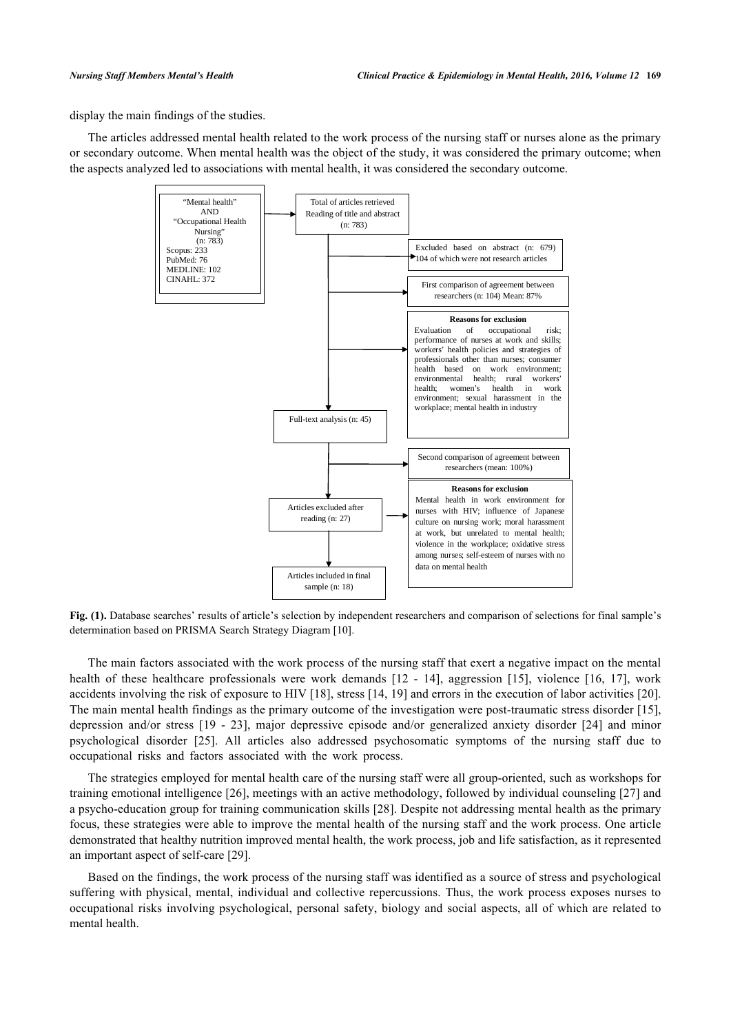display the main findings of the studies.

The articles addressed mental health related to the work process of the nursing staff or nurses alone as the primary or secondary outcome. When mental health was the object of the study, it was considered the primary outcome; when the aspects analyzed led to associations with mental health, it was considered the secondary outcome.

"Mental health" AND "Occupational Health Nursing" (n: 783)
Scopus: 233
PubMed: 76
MEDLINE: 102
CINAHL: 372

Total of articles retrieved
Reading of title and abstract (n: 783)

Excluded based on abstract (n: 679) 104 of which were not research articles

First comparison of agreement between researchers (n: 104) Mean: 87%

**Reasons for exclusion**
Evaluation of occupational risk; performance of nurses at work and skills; workers' health policies and strategies of professionals other than nurses; consumer health based on work environment; environmental health; rural workers' health; women's health in work environment; sexual harassment in the workplace; mental health in industry

Full-text analysis (n: 45)

Second comparison of agreement between researchers (mean: 100%)

**Reasons for exclusion**
Mental health in work environment for nurses with HIV; influence of Japanese culture on nursing work; moral harassment at work, but unrelated to mental health; violence in the workplace; oxidative stress among nurses; self-esteem of nurses with no data on mental health

Articles excluded after reading (n: 27)

Articles included in final sample (n: 18)

**Fig. (1).** Database searches' results of article's selection by independent researchers and comparison of selections for final sample's determination based on PRISMA Search Strategy Diagram [10].

The main factors associated with the work process of the nursing staff that exert a negative impact on the mental health of these healthcare professionals were work demands [12 - 14], aggression [15], violence [16, 17], work accidents involving the risk of exposure to HIV [18], stress [14, 19] and errors in the execution of labor activities [20]. The main mental health findings as the primary outcome of the investigation were post-traumatic stress disorder [15], depression and/or stress [19 - 23], major depressive episode and/or generalized anxiety disorder [24] and minor psychological disorder [25]. All articles also addressed psychosomatic symptoms of the nursing staff due to occupational risks and factors associated with the work process.

The strategies employed for mental health care of the nursing staff were all group-oriented, such as workshops for training emotional intelligence [26], meetings with an active methodology, followed by individual counseling [27] and a psycho-education group for training communication skills [28]. Despite not addressing mental health as the primary focus, these strategies were able to improve the mental health of the nursing staff and the work process. One article demonstrated that healthy nutrition improved mental health, the work process, job and life satisfaction, as it represented an important aspect of self-care [29].

Based on the findings, the work process of the nursing staff was identified as a source of stress and psychological suffering with physical, mental, individual and collective repercussions. Thus, the work process exposes nurses to occupational risks involving psychological, personal safety, biology and social aspects, all of which are related to mental health.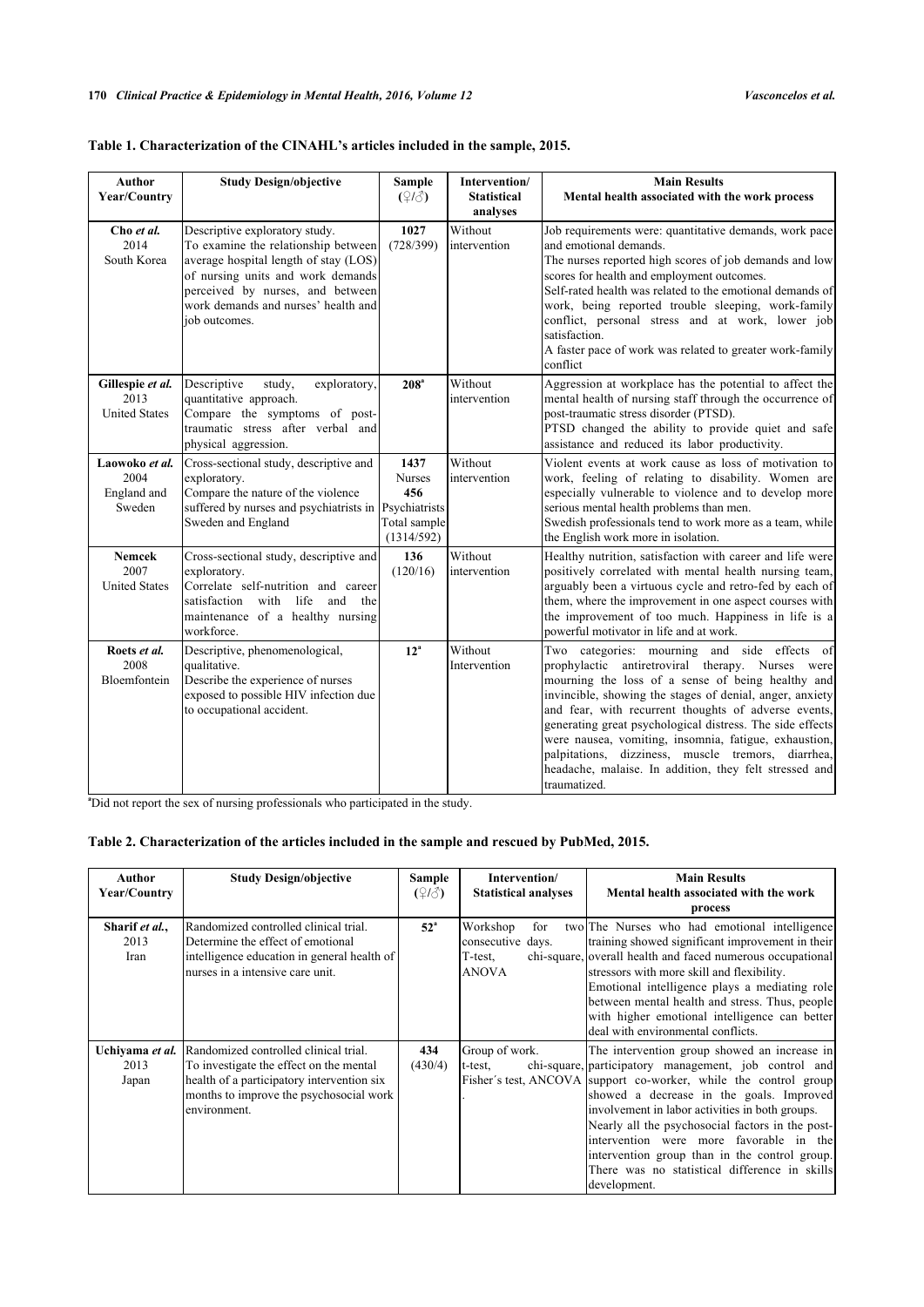**Table 1. Characterization of the CINAHL's articles included in the sample, 2015.**

| Author Year/Country | Study Design/objective | Sample (♀/♂) | Intervention/ Statistical analyses | Main Results Mental health associated with the work process |
|---|---|---|---|---|
| **Cho *et al.*** 2014 South Korea | Descriptive exploratory study. To examine the relationship between average hospital length of stay (LOS) of nursing units and work demands perceived by nurses, and between work demands and nurses' health and job outcomes. | **1027** (728/399) | Without intervention | Job requirements were: quantitative demands, work pace and emotional demands. The nurses reported high scores of job demands and low scores for health and employment outcomes. Self-rated health was related to the emotional demands of work, being reported trouble sleeping, work-family conflict, personal stress and at work, lower job satisfaction. A faster pace of work was related to greater work-family conflict |
| **Gillespie *et al.*** 2013 United States | Descriptive study, exploratory, quantitative approach. Compare the symptoms of post-traumatic stress after verbal and physical aggression. | **208**[a] | Without intervention | Aggression at workplace has the potential to affect the mental health of nursing staff through the occurrence of post-traumatic stress disorder (PTSD). PTSD changed the ability to provide quiet and safe assistance and reduced its labor productivity. |
| **Laowoko *et al.*** 2004 England and Sweden | Cross-sectional study, descriptive and exploratory. Compare the nature of the violence suffered by nurses and psychiatrists in Sweden and England | **1437** Nurses **456** Psychiatrists Total sample (1314/592) | Without intervention | Violent events at work cause as loss of motivation to work, feeling of relating to disability. Women are especially vulnerable to violence and to develop more serious mental health problems than men. Swedish professionals tend to work more as a team, while the English work more in isolation. |
| **Nemcek** 2007 United States | Cross-sectional study, descriptive and exploratory. Correlate self-nutrition and career satisfaction with life and the maintenance of a healthy nursing workforce. | **136** (120/16) | Without intervention | Healthy nutrition, satisfaction with career and life were positively correlated with mental health nursing team, arguably been a virtuous cycle and retro-fed by each of them, where the improvement in one aspect courses with the improvement of too much. Happiness in life is a powerful motivator in life and at work. |
| **Roets *et al.*** 2008 Bloemfontein | Descriptive, phenomenological, qualitative. Describe the experience of nurses exposed to possible HIV infection due to occupational accident. | **12**[a] | Without Intervention | Two categories: mourning and side effects of prophylactic antiretroviral therapy. Nurses were mourning the loss of a sense of being healthy and invincible, showing the stages of denial, anger, anxiety and fear, with recurrent thoughts of adverse events, generating great psychological distress. The side effects were nausea, vomiting, insomnia, fatigue, exhaustion, palpitations, dizziness, muscle tremors, diarrhea, headache, malaise. In addition, they felt stressed and traumatized. |

[a]Did not report the sex of nursing professionals who participated in the study.

**Table 2. Characterization of the articles included in the sample and rescued by PubMed, 2015.**

| Author Year/Country | Study Design/objective | Sample (♀/♂) | Intervention/ Statistical analyses | Main Results Mental health associated with the work process |
|---|---|---|---|---|
| **Sharif *et al.***, 2013 Iran | Randomized controlled clinical trial. Determine the effect of emotional intelligence education in general health of nurses in a intensive care unit. | **52**[a] | Workshop for two consecutive days. T-test, chi-square, ANOVA | The Nurses who had emotional intelligence training showed significant improvement in their overall health and faced numerous occupational stressors with more skill and flexibility. Emotional intelligence plays a mediating role between mental health and stress. Thus, people with higher emotional intelligence can better deal with environmental conflicts. |
| **Uchiyama *et al.*** 2013 Japan | Randomized controlled clinical trial. To investigate the effect on the mental health of a participatory intervention six months to improve the psychosocial work environment. | **434** (430/4) | Group of work. t-test, chi-square, Fisher´s test, ANCOVA . | The intervention group showed an increase in participatory management, job control and support co-worker, while the control group showed a decrease in the goals. Improved involvement in labor activities in both groups. Nearly all the psychosocial factors in the post-intervention were more favorable in the intervention group than in the control group. There was no statistical difference in skills development. |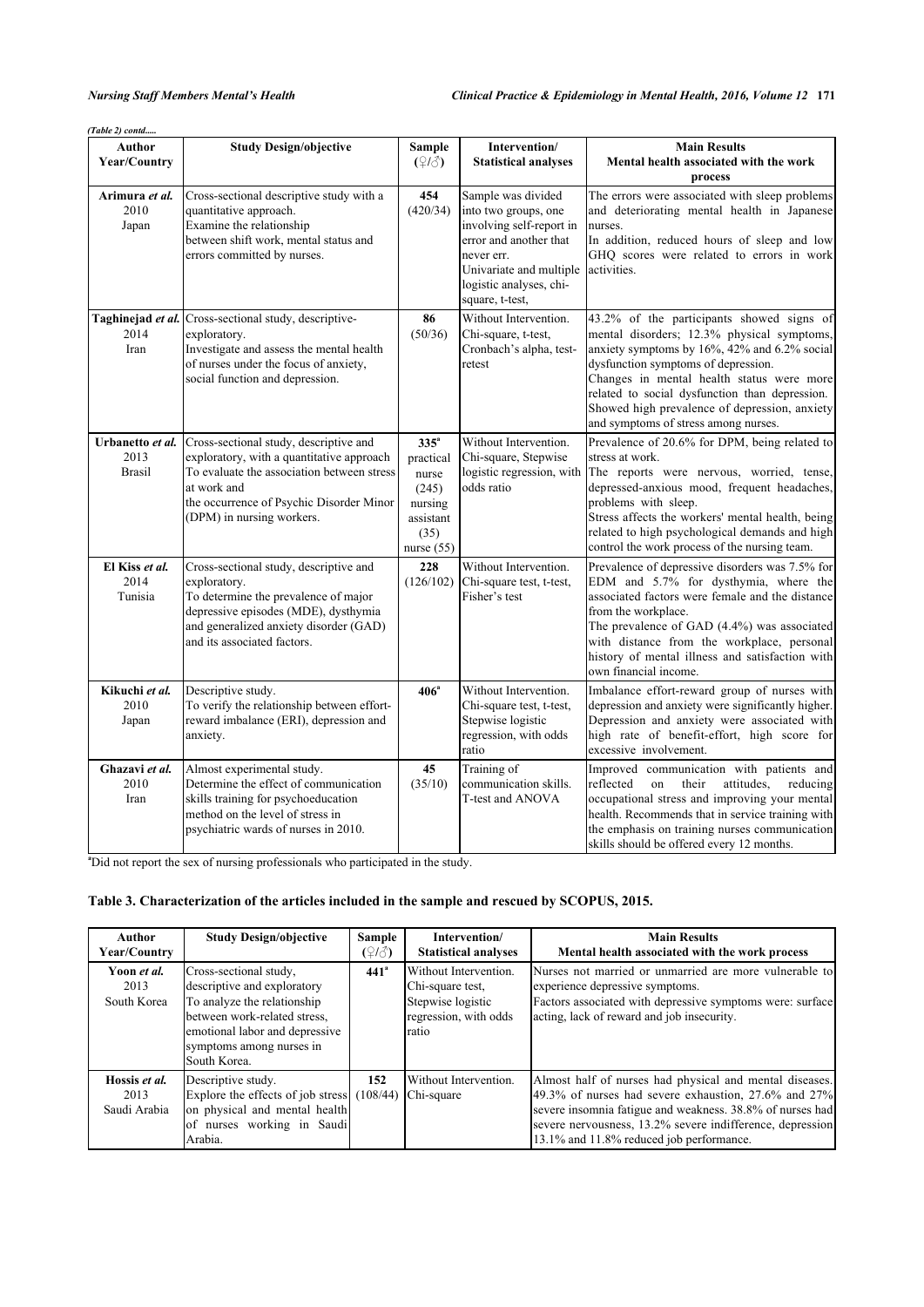*(Table 2) contd.....*

| Author Year/Country | Study Design/objective | Sample (♀/♂) | Intervention/ Statistical analyses | Main Results Mental health associated with the work process |
|---|---|---|---|---|
| **Arimura *et al.*** 2010 Japan | Cross-sectional descriptive study with a quantitative approach. Examine the relationship between shift work, mental status and errors committed by nurses. | **454** (420/34) | Sample was divided into two groups, one involving self-report in error and another that never err. Univariate and multiple logistic analyses, chi-square, t-test, | The errors were associated with sleep problems and deteriorating mental health in Japanese nurses. In addition, reduced hours of sleep and low GHQ scores were related to errors in work activities. |
| **Taghinejad *et al.*** 2014 Iran | Cross-sectional study, descriptive-exploratory. Investigate and assess the mental health of nurses under the focus of anxiety, social function and depression. | **86** (50/36) | Without Intervention. Chi-square, t-test, Cronbach's alpha, test-retest | 43.2% of the participants showed signs of mental disorders; 12.3% physical symptoms, anxiety symptoms by 16%, 42% and 6.2% social dysfunction symptoms of depression. Changes in mental health status were more related to social dysfunction than depression. Showed high prevalence of depression, anxiety and symptoms of stress among nurses. |
| **Urbanetto *et al.*** 2013 Brasil | Cross-sectional study, descriptive and exploratory, with a quantitative approach To evaluate the association between stress at work and the occurrence of Psychic Disorder Minor (DPM) in nursing workers. | **335**[a] practical nurse (245) nursing assistant (35) nurse (55) | Without Intervention. Chi-square, Stepwise logistic regression, with odds ratio | Prevalence of 20.6% for DPM, being related to stress at work. The reports were nervous, worried, tense, depressed-anxious mood, frequent headaches, problems with sleep. Stress affects the workers' mental health, being related to high psychological demands and high control the work process of the nursing team. |
| **El Kiss *et al.*** 2014 Tunisia | Cross-sectional study, descriptive and exploratory. To determine the prevalence of major depressive episodes (MDE), dysthymia and generalized anxiety disorder (GAD) and its associated factors. | **228** (126/102) | Without Intervention. Chi-square test, t-test, Fisher's test | Prevalence of depressive disorders was 7.5% for EDM and 5.7% for dysthymia, where the associated factors were female and the distance from the workplace. The prevalence of GAD (4.4%) was associated with distance from the workplace, personal history of mental illness and satisfaction with own financial income. |
| **Kikuchi *et al.*** 2010 Japan | Descriptive study. To verify the relationship between effort-reward imbalance (ERI), depression and anxiety. | **406**[a] | Without Intervention. Chi-square test, t-test, Stepwise logistic regression, with odds ratio | Imbalance effort-reward group of nurses with depression and anxiety were significantly higher. Depression and anxiety were associated with high rate of benefit-effort, high score for excessive involvement. |
| **Ghazavi *et al.*** 2010 Iran | Almost experimental study. Determine the effect of communication skills training for psychoeducation method on the level of stress in psychiatric wards of nurses in 2010. | **45** (35/10) | Training of communication skills. T-test and ANOVA | Improved communication with patients and reflected on their attitudes, reducing occupational stress and improving your mental health. Recommends that in service training with the emphasis on training nurses communication skills should be offered every 12 months. |

[a]Did not report the sex of nursing professionals who participated in the study.

**Table 3. Characterization of the articles included in the sample and rescued by SCOPUS, 2015.**

| Author Year/Country | Study Design/objective | Sample (♀/♂) | Intervention/ Statistical analyses | Main Results Mental health associated with the work process |
|---|---|---|---|---|
| **Yoon *et al.*** 2013 South Korea | Cross-sectional study, descriptive and exploratory To analyze the relationship between work-related stress, emotional labor and depressive symptoms among nurses in South Korea. | **441**[a] | Without Intervention. Chi-square test, Stepwise logistic regression, with odds ratio | Nurses not married or unmarried are more vulnerable to experience depressive symptoms. Factors associated with depressive symptoms were: surface acting, lack of reward and job insecurity. |
| **Hossis *et al.*** 2013 Saudi Arabia | Descriptive study. Explore the effects of job stress on physical and mental health of nurses working in Saudi Arabia. | **152** (108/44) | Without Intervention. Chi-square | Almost half of nurses had physical and mental diseases. 49.3% of nurses had severe exhaustion, 27.6% and 27% severe insomnia fatigue and weakness. 38.8% of nurses had severe nervousness, 13.2% severe indifference, depression 13.1% and 11.8% reduced job performance. |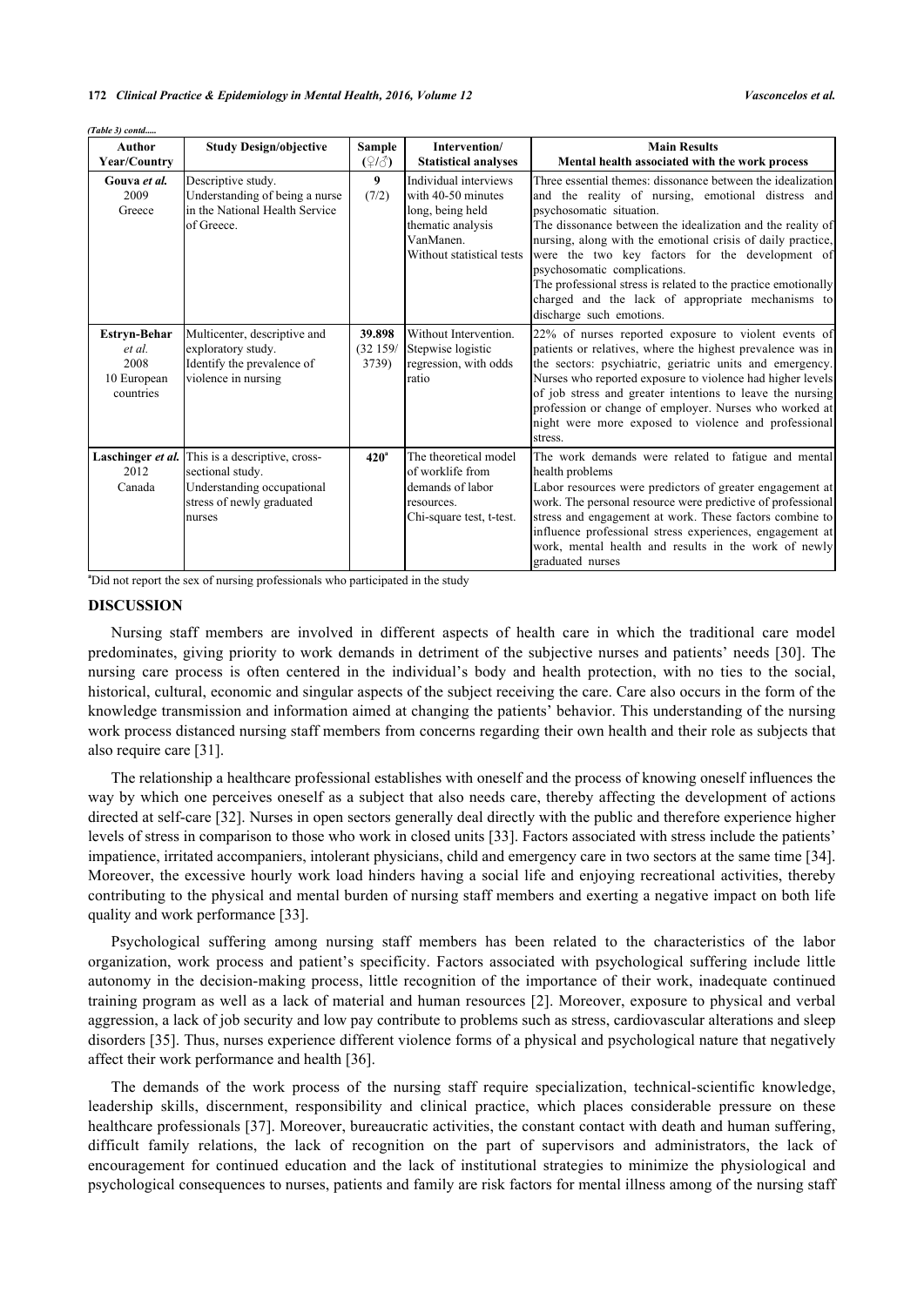*(Table 3) contd.....*

| Author Year/Country | Study Design/objective | Sample (♀/♂) | Intervention/ Statistical analyses | Main Results Mental health associated with the work process |
|---|---|---|---|---|
| **Gouva *et al.*** 2009 Greece | Descriptive study. Understanding of being a nurse in the National Health Service of Greece. | **9** (7/2) | Individual interviews with 40-50 minutes long, being held thematic analysis VanManen. Without statistical tests | Three essential themes: dissonance between the idealization and the reality of nursing, emotional distress and psychosomatic situation. The dissonance between the idealization and the reality of nursing, along with the emotional crisis of daily practice, were the two key factors for the development of psychosomatic complications. The professional stress is related to the practice emotionally charged and the lack of appropriate mechanisms to discharge such emotions. |
| **Estryn-Behar** *et al.* 2008 10 European countries | Multicenter, descriptive and exploratory study. Identify the prevalence of violence in nursing | **39.898** (32 159/ 3739) | Without Intervention. Stepwise logistic regression, with odds ratio | 22% of nurses reported exposure to violent events of patients or relatives, where the highest prevalence was in the sectors: psychiatric, geriatric units and emergency. Nurses who reported exposure to violence had higher levels of job stress and greater intentions to leave the nursing profession or change of employer. Nurses who worked at night were more exposed to violence and professional stress. |
| **Laschinger *et al.*** 2012 Canada | This is a descriptive, cross-sectional study. Understanding occupational stress of newly graduated nurses | **420**[a] | The theoretical model of worklife from demands of labor resources. Chi-square test, t-test. | The work demands were related to fatigue and mental health problems Labor resources were predictors of greater engagement at work. The personal resource were predictive of professional stress and engagement at work. These factors combine to influence professional stress experiences, engagement at work, mental health and results in the work of newly graduated nurses |

[a]Did not report the sex of nursing professionals who participated in the study

## DISCUSSION

Nursing staff members are involved in different aspects of health care in which the traditional care model predominates, giving priority to work demands in detriment of the subjective nurses and patients' needs [30]. The nursing care process is often centered in the individual's body and health protection, with no ties to the social, historical, cultural, economic and singular aspects of the subject receiving the care. Care also occurs in the form of the knowledge transmission and information aimed at changing the patients' behavior. This understanding of the nursing work process distanced nursing staff members from concerns regarding their own health and their role as subjects that also require care [31].

The relationship a healthcare professional establishes with oneself and the process of knowing oneself influences the way by which one perceives oneself as a subject that also needs care, thereby affecting the development of actions directed at self-care [32]. Nurses in open sectors generally deal directly with the public and therefore experience higher levels of stress in comparison to those who work in closed units [33]. Factors associated with stress include the patients' impatience, irritated accompaniers, intolerant physicians, child and emergency care in two sectors at the same time [34]. Moreover, the excessive hourly work load hinders having a social life and enjoying recreational activities, thereby contributing to the physical and mental burden of nursing staff members and exerting a negative impact on both life quality and work performance [33].

Psychological suffering among nursing staff members has been related to the characteristics of the labor organization, work process and patient's specificity. Factors associated with psychological suffering include little autonomy in the decision-making process, little recognition of the importance of their work, inadequate continued training program as well as a lack of material and human resources [2]. Moreover, exposure to physical and verbal aggression, a lack of job security and low pay contribute to problems such as stress, cardiovascular alterations and sleep disorders [35]. Thus, nurses experience different violence forms of a physical and psychological nature that negatively affect their work performance and health [36].

The demands of the work process of the nursing staff require specialization, technical-scientific knowledge, leadership skills, discernment, responsibility and clinical practice, which places considerable pressure on these healthcare professionals [37]. Moreover, bureaucratic activities, the constant contact with death and human suffering, difficult family relations, the lack of recognition on the part of supervisors and administrators, the lack of encouragement for continued education and the lack of institutional strategies to minimize the physiological and psychological consequences to nurses, patients and family are risk factors for mental illness among of the nursing staff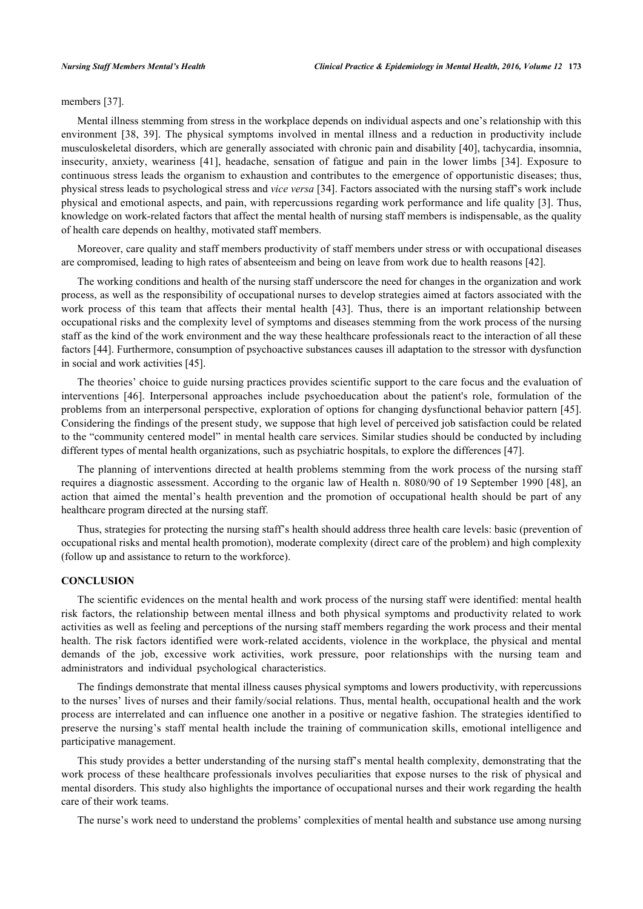members [37].

Mental illness stemming from stress in the workplace depends on individual aspects and one's relationship with this environment [38, 39]. The physical symptoms involved in mental illness and a reduction in productivity include musculoskeletal disorders, which are generally associated with chronic pain and disability [40], tachycardia, insomnia, insecurity, anxiety, weariness [41], headache, sensation of fatigue and pain in the lower limbs [34]. Exposure to continuous stress leads the organism to exhaustion and contributes to the emergence of opportunistic diseases; thus, physical stress leads to psychological stress and *vice versa* [34]. Factors associated with the nursing staff's work include physical and emotional aspects, and pain, with repercussions regarding work performance and life quality [3]. Thus, knowledge on work-related factors that affect the mental health of nursing staff members is indispensable, as the quality of health care depends on healthy, motivated staff members.

Moreover, care quality and staff members productivity of staff members under stress or with occupational diseases are compromised, leading to high rates of absenteeism and being on leave from work due to health reasons [42].

The working conditions and health of the nursing staff underscore the need for changes in the organization and work process, as well as the responsibility of occupational nurses to develop strategies aimed at factors associated with the work process of this team that affects their mental health [43]. Thus, there is an important relationship between occupational risks and the complexity level of symptoms and diseases stemming from the work process of the nursing staff as the kind of the work environment and the way these healthcare professionals react to the interaction of all these factors [44]. Furthermore, consumption of psychoactive substances causes ill adaptation to the stressor with dysfunction in social and work activities [45].

The theories' choice to guide nursing practices provides scientific support to the care focus and the evaluation of interventions [46]. Interpersonal approaches include psychoeducation about the patient's role, formulation of the problems from an interpersonal perspective, exploration of options for changing dysfunctional behavior pattern [45]. Considering the findings of the present study, we suppose that high level of perceived job satisfaction could be related to the "community centered model" in mental health care services. Similar studies should be conducted by including different types of mental health organizations, such as psychiatric hospitals, to explore the differences [47].

The planning of interventions directed at health problems stemming from the work process of the nursing staff requires a diagnostic assessment. According to the organic law of Health n. 8080/90 of 19 September 1990 [48], an action that aimed the mental's health prevention and the promotion of occupational health should be part of any healthcare program directed at the nursing staff.

Thus, strategies for protecting the nursing staff's health should address three health care levels: basic (prevention of occupational risks and mental health promotion), moderate complexity (direct care of the problem) and high complexity (follow up and assistance to return to the workforce).

## CONCLUSION

The scientific evidences on the mental health and work process of the nursing staff were identified: mental health risk factors, the relationship between mental illness and both physical symptoms and productivity related to work activities as well as feeling and perceptions of the nursing staff members regarding the work process and their mental health. The risk factors identified were work-related accidents, violence in the workplace, the physical and mental demands of the job, excessive work activities, work pressure, poor relationships with the nursing team and administrators and individual psychological characteristics.

The findings demonstrate that mental illness causes physical symptoms and lowers productivity, with repercussions to the nurses' lives of nurses and their family/social relations. Thus, mental health, occupational health and the work process are interrelated and can influence one another in a positive or negative fashion. The strategies identified to preserve the nursing's staff mental health include the training of communication skills, emotional intelligence and participative management.

This study provides a better understanding of the nursing staff's mental health complexity, demonstrating that the work process of these healthcare professionals involves peculiarities that expose nurses to the risk of physical and mental disorders. This study also highlights the importance of occupational nurses and their work regarding the health care of their work teams.

The nurse's work need to understand the problems' complexities of mental health and substance use among nursing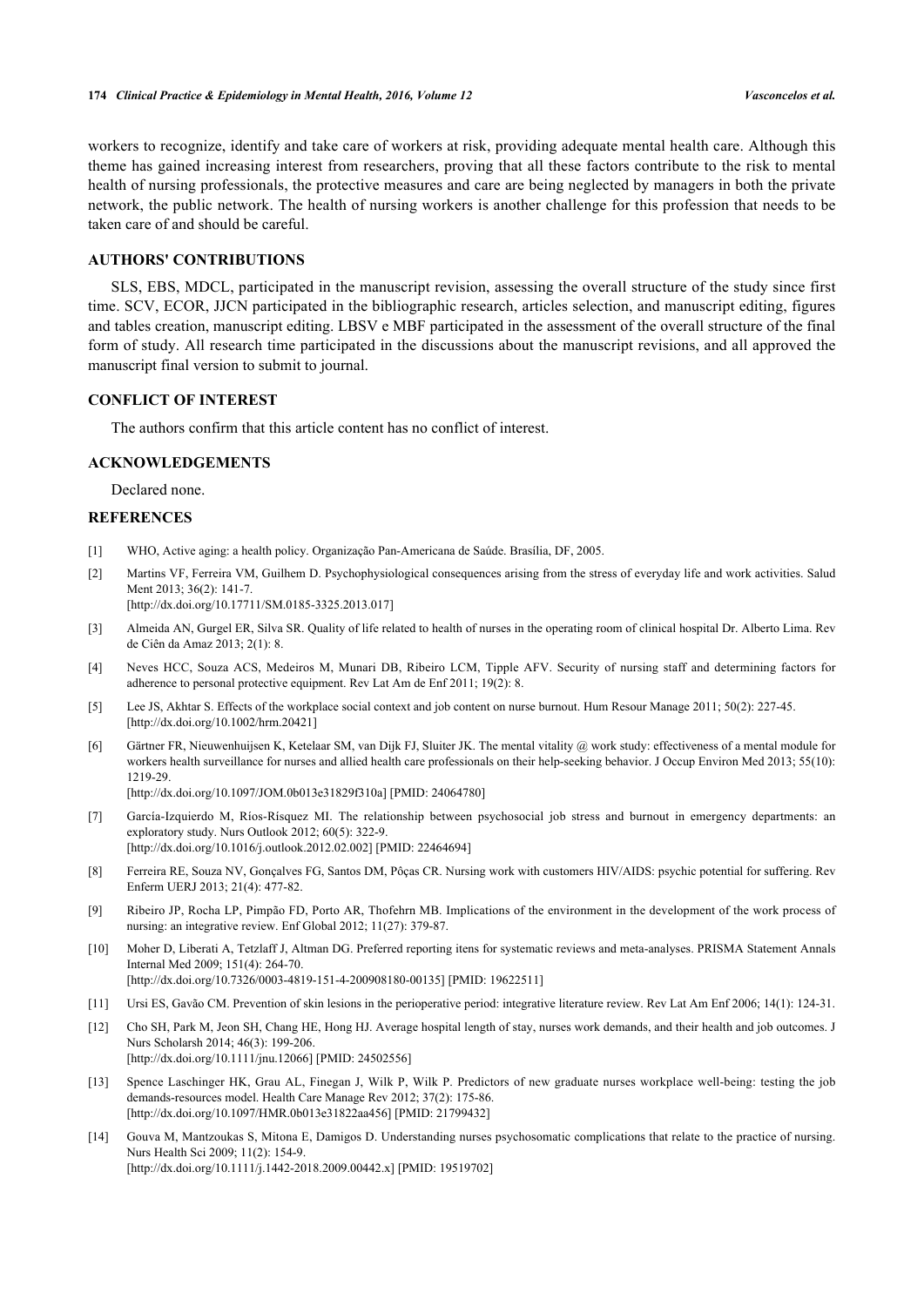workers to recognize, identify and take care of workers at risk, providing adequate mental health care. Although this theme has gained increasing interest from researchers, proving that all these factors contribute to the risk to mental health of nursing professionals, the protective measures and care are being neglected by managers in both the private network, the public network. The health of nursing workers is another challenge for this profession that needs to be taken care of and should be careful.

## AUTHORS' CONTRIBUTIONS

SLS, EBS, MDCL, participated in the manuscript revision, assessing the overall structure of the study since first time. SCV, ECOR, JJCN participated in the bibliographic research, articles selection, and manuscript editing, figures and tables creation, manuscript editing. LBSV e MBF participated in the assessment of the overall structure of the final form of study. All research time participated in the discussions about the manuscript revisions, and all approved the manuscript final version to submit to journal.

## CONFLICT OF INTEREST

The authors confirm that this article content has no conflict of interest.

## ACKNOWLEDGEMENTS

Declared none.

## REFERENCES

[1] WHO, Active aging: a health policy. Organização Pan-Americana de Saúde. Brasília, DF, 2005.

[2] Martins VF, Ferreira VM, Guilhem D. Psychophysiological consequences arising from the stress of everyday life and work activities. Salud Ment 2013; 36(2): 141-7.
[http://dx.doi.org/10.17711/SM.0185-3325.2013.017]

[3] Almeida AN, Gurgel ER, Silva SR. Quality of life related to health of nurses in the operating room of clinical hospital Dr. Alberto Lima. Rev de Ciên da Amaz 2013; 2(1): 8.

[4] Neves HCC, Souza ACS, Medeiros M, Munari DB, Ribeiro LCM, Tipple AFV. Security of nursing staff and determining factors for adherence to personal protective equipment. Rev Lat Am de Enf 2011; 19(2): 8.

[5] Lee JS, Akhtar S. Effects of the workplace social context and job content on nurse burnout. Hum Resour Manage 2011; 50(2): 227-45.
[http://dx.doi.org/10.1002/hrm.20421]

[6] Gärtner FR, Nieuwenhuijsen K, Ketelaar SM, van Dijk FJ, Sluiter JK. The mental vitality @ work study: effectiveness of a mental module for workers health surveillance for nurses and allied health care professionals on their help-seeking behavior. J Occup Environ Med 2013; 55(10): 1219-29.
[http://dx.doi.org/10.1097/JOM.0b013e31829f310a] [PMID: 24064780]

[7] García-Izquierdo M, Ríos-Rísquez MI. The relationship between psychosocial job stress and burnout in emergency departments: an exploratory study. Nurs Outlook 2012; 60(5): 322-9.
[http://dx.doi.org/10.1016/j.outlook.2012.02.002] [PMID: 22464694]

[8] Ferreira RE, Souza NV, Gonçalves FG, Santos DM, Pôças CR. Nursing work with customers HIV/AIDS: psychic potential for suffering. Rev Enferm UERJ 2013; 21(4): 477-82.

[9] Ribeiro JP, Rocha LP, Pimpão FD, Porto AR, Thofehrn MB. Implications of the environment in the development of the work process of nursing: an integrative review. Enf Global 2012; 11(27): 379-87.

[10] Moher D, Liberati A, Tetzlaff J, Altman DG. Preferred reporting itens for systematic reviews and meta-analyses. PRISMA Statement Annals Internal Med 2009; 151(4): 264-70.
[http://dx.doi.org/10.7326/0003-4819-151-4-200908180-00135] [PMID: 19622511]

[11] Ursi ES, Gavão CM. Prevention of skin lesions in the perioperative period: integrative literature review. Rev Lat Am Enf 2006; 14(1): 124-31.

[12] Cho SH, Park M, Jeon SH, Chang HE, Hong HJ. Average hospital length of stay, nurses work demands, and their health and job outcomes. J Nurs Scholarsh 2014; 46(3): 199-206.
[http://dx.doi.org/10.1111/jnu.12066] [PMID: 24502556]

[13] Spence Laschinger HK, Grau AL, Finegan J, Wilk P, Wilk P. Predictors of new graduate nurses workplace well-being: testing the job demands-resources model. Health Care Manage Rev 2012; 37(2): 175-86.
[http://dx.doi.org/10.1097/HMR.0b013e31822aa456] [PMID: 21799432]

[14] Gouva M, Mantzoukas S, Mitona E, Damigos D. Understanding nurses psychosomatic complications that relate to the practice of nursing. Nurs Health Sci 2009; 11(2): 154-9.
[http://dx.doi.org/10.1111/j.1442-2018.2009.00442.x] [PMID: 19519702]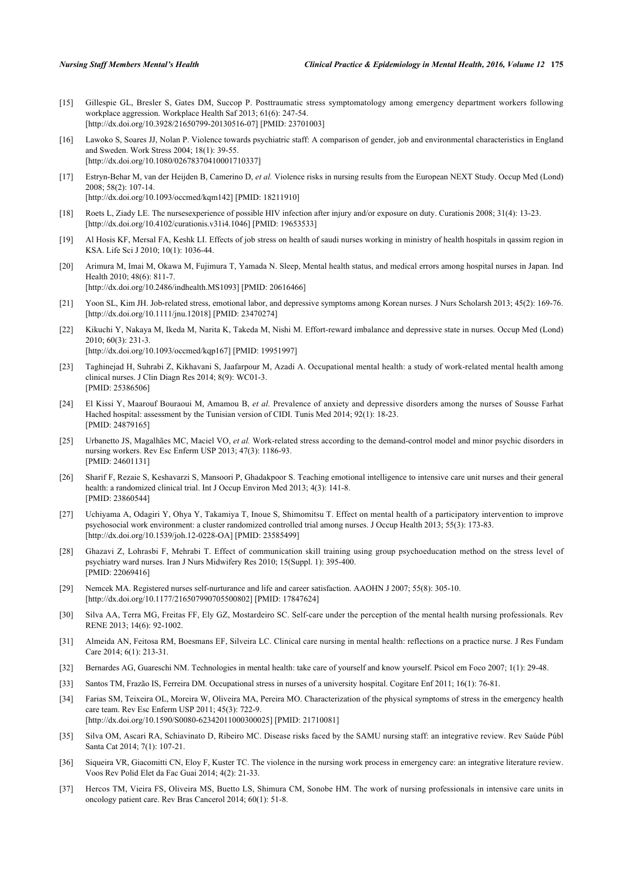[15] Gillespie GL, Bresler S, Gates DM, Succop P. Posttraumatic stress symptomatology among emergency department workers following workplace aggression. Workplace Health Saf 2013; 61(6): 247-54.
[http://dx.doi.org/10.3928/21650799-20130516-07] [PMID: 23701003]

[16] Lawoko S, Soares JJ, Nolan P. Violence towards psychiatric staff: A comparison of gender, job and environmental characteristics in England and Sweden. Work Stress 2004; 18(1): 39-55.
[http://dx.doi.org/10.1080/02678370410001710337]

[17] Estryn-Behar M, van der Heijden B, Camerino D, *et al.* Violence risks in nursing results from the European NEXT Study. Occup Med (Lond) 2008; 58(2): 107-14.
[http://dx.doi.org/10.1093/occmed/kqm142] [PMID: 18211910]

[18] Roets L, Ziady LE. The nursesexperience of possible HIV infection after injury and/or exposure on duty. Curationis 2008; 31(4): 13-23.
[http://dx.doi.org/10.4102/curationis.v31i4.1046] [PMID: 19653533]

[19] Al Hosis KF, Mersal FA, Keshk LI. Effects of job stress on health of saudi nurses working in ministry of health hospitals in qassim region in KSA. Life Sci J 2010; 10(1): 1036-44.

[20] Arimura M, Imai M, Okawa M, Fujimura T, Yamada N. Sleep, Mental health status, and medical errors among hospital nurses in Japan. Ind Health 2010; 48(6): 811-7.
[http://dx.doi.org/10.2486/indhealth.MS1093] [PMID: 20616466]

[21] Yoon SL, Kim JH. Job-related stress, emotional labor, and depressive symptoms among Korean nurses. J Nurs Scholarsh 2013; 45(2): 169-76.
[http://dx.doi.org/10.1111/jnu.12018] [PMID: 23470274]

[22] Kikuchi Y, Nakaya M, Ikeda M, Narita K, Takeda M, Nishi M. Effort-reward imbalance and depressive state in nurses. Occup Med (Lond) 2010; 60(3): 231-3.
[http://dx.doi.org/10.1093/occmed/kqp167] [PMID: 19951997]

[23] Taghinejad H, Suhrabi Z, Kikhavani S, Jaafarpour M, Azadi A. Occupational mental health: a study of work-related mental health among clinical nurses. J Clin Diagn Res 2014; 8(9): WC01-3.
[PMID: 25386506]

[24] El Kissi Y, Maarouf Bouraoui M, Amamou B, *et al.* Prevalence of anxiety and depressive disorders among the nurses of Sousse Farhat Hached hospital: assessment by the Tunisian version of CIDI. Tunis Med 2014; 92(1): 18-23.
[PMID: 24879165]

[25] Urbanetto JS, Magalhães MC, Maciel VO, *et al.* Work-related stress according to the demand-control model and minor psychic disorders in nursing workers. Rev Esc Enferm USP 2013; 47(3): 1186-93.
[PMID: 24601131]

[26] Sharif F, Rezaie S, Keshavarzi S, Mansoori P, Ghadakpoor S. Teaching emotional intelligence to intensive care unit nurses and their general health: a randomized clinical trial. Int J Occup Environ Med 2013; 4(3): 141-8.
[PMID: 23860544]

[27] Uchiyama A, Odagiri Y, Ohya Y, Takamiya T, Inoue S, Shimomitsu T. Effect on mental health of a participatory intervention to improve psychosocial work environment: a cluster randomized controlled trial among nurses. J Occup Health 2013; 55(3): 173-83.
[http://dx.doi.org/10.1539/joh.12-0228-OA] [PMID: 23585499]

[28] Ghazavi Z, Lohrasbi F, Mehrabi T. Effect of communication skill training using group psychoeducation method on the stress level of psychiatry ward nurses. Iran J Nurs Midwifery Res 2010; 15(Suppl. 1): 395-400.
[PMID: 22069416]

[29] Nemcek MA. Registered nurses self-nurturance and life and career satisfaction. AAOHN J 2007; 55(8): 305-10.
[http://dx.doi.org/10.1177/216507990705500802] [PMID: 17847624]

[30] Silva AA, Terra MG, Freitas FF, Ely GZ, Mostardeiro SC. Self-care under the perception of the mental health nursing professionals. Rev RENE 2013; 14(6): 92-1002.

[31] Almeida AN, Feitosa RM, Boesmans EF, Silveira LC. Clinical care nursing in mental health: reflections on a practice nurse. J Res Fundam Care 2014; 6(1): 213-31.

[32] Bernardes AG, Guareschi NM. Technologies in mental health: take care of yourself and know yourself. Psicol em Foco 2007; 1(1): 29-48.

[33] Santos TM, Frazão IS, Ferreira DM. Occupational stress in nurses of a university hospital. Cogitare Enf 2011; 16(1): 76-81.

[34] Farias SM, Teixeira OL, Moreira W, Oliveira MA, Pereira MO. Characterization of the physical symptoms of stress in the emergency health care team. Rev Esc Enferm USP 2011; 45(3): 722-9.
[http://dx.doi.org/10.1590/S0080-62342011000300025] [PMID: 21710081]

[35] Silva OM, Ascari RA, Schiavinato D, Ribeiro MC. Disease risks faced by the SAMU nursing staff: an integrative review. Rev Saúde Públ Santa Cat 2014; 7(1): 107-21.

[36] Siqueira VR, Giacomitti CN, Eloy F, Kuster TC. The violence in the nursing work process in emergency care: an integrative literature review. Voos Rev Polid Elet da Fac Guai 2014; 4(2): 21-33.

[37] Hercos TM, Vieira FS, Oliveira MS, Buetto LS, Shimura CM, Sonobe HM. The work of nursing professionals in intensive care units in oncology patient care. Rev Bras Cancerol 2014; 60(1): 51-8.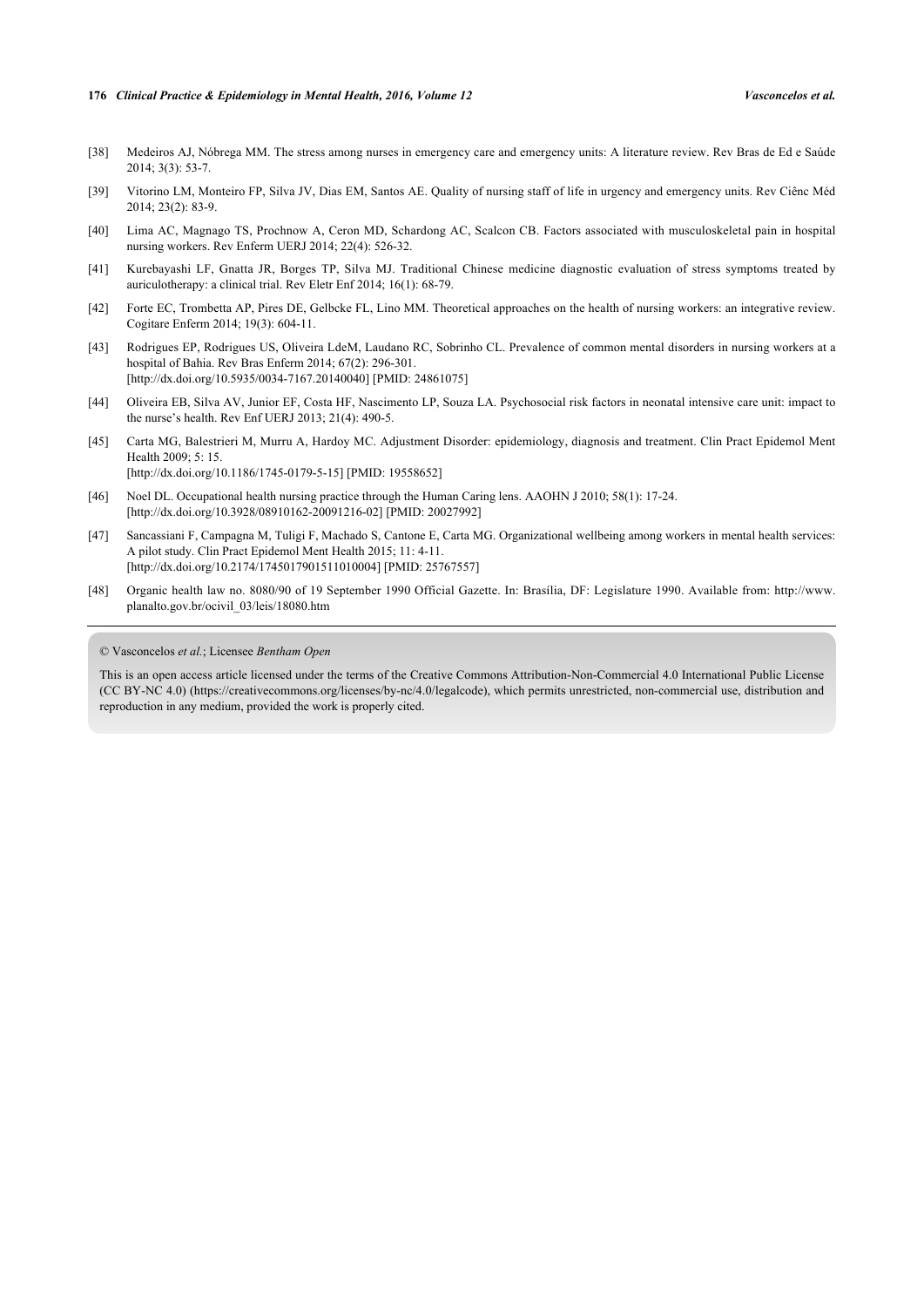[38] Medeiros AJ, Nóbrega MM. The stress among nurses in emergency care and emergency units: A literature review. Rev Bras de Ed e Saúde 2014; 3(3): 53-7.

[39] Vitorino LM, Monteiro FP, Silva JV, Dias EM, Santos AE. Quality of nursing staff of life in urgency and emergency units. Rev Ciênc Méd 2014; 23(2): 83-9.

[40] Lima AC, Magnago TS, Prochnow A, Ceron MD, Schardong AC, Scalcon CB. Factors associated with musculoskeletal pain in hospital nursing workers. Rev Enferm UERJ 2014; 22(4): 526-32.

[41] Kurebayashi LF, Gnatta JR, Borges TP, Silva MJ. Traditional Chinese medicine diagnostic evaluation of stress symptoms treated by auriculotherapy: a clinical trial. Rev Eletr Enf 2014; 16(1): 68-79.

[42] Forte EC, Trombetta AP, Pires DE, Gelbcke FL, Lino MM. Theoretical approaches on the health of nursing workers: an integrative review. Cogitare Enferm 2014; 19(3): 604-11.

[43] Rodrigues EP, Rodrigues US, Oliveira LdeM, Laudano RC, Sobrinho CL. Prevalence of common mental disorders in nursing workers at a hospital of Bahia. Rev Bras Enferm 2014; 67(2): 296-301.
[http://dx.doi.org/10.5935/0034-7167.20140040] [PMID: 24861075]

[44] Oliveira EB, Silva AV, Junior EF, Costa HF, Nascimento LP, Souza LA. Psychosocial risk factors in neonatal intensive care unit: impact to the nurse's health. Rev Enf UERJ 2013; 21(4): 490-5.

[45] Carta MG, Balestrieri M, Murru A, Hardoy MC. Adjustment Disorder: epidemiology, diagnosis and treatment. Clin Pract Epidemol Ment Health 2009; 5: 15.
[http://dx.doi.org/10.1186/1745-0179-5-15] [PMID: 19558652]

[46] Noel DL. Occupational health nursing practice through the Human Caring lens. AAOHN J 2010; 58(1): 17-24.
[http://dx.doi.org/10.3928/08910162-20091216-02] [PMID: 20027992]

[47] Sancassiani F, Campagna M, Tuligi F, Machado S, Cantone E, Carta MG. Organizational wellbeing among workers in mental health services: A pilot study. Clin Pract Epidemol Ment Health 2015; 11: 4-11.
[http://dx.doi.org/10.2174/1745017901511010004] [PMID: 25767557]

[48] Organic health law no. 8080/90 of 19 September 1990 Official Gazette. In: Brasília, DF: Legislature 1990. Available from: http://www.planalto.gov.br/ocivil_03/leis/18080.htm

© Vasconcelos *et al.*; Licensee *Bentham Open*

This is an open access article licensed under the terms of the Creative Commons Attribution-Non-Commercial 4.0 International Public License (CC BY-NC 4.0) (https://creativecommons.org/licenses/by-nc/4.0/legalcode), which permits unrestricted, non-commercial use, distribution and reproduction in any medium, provided the work is properly cited.